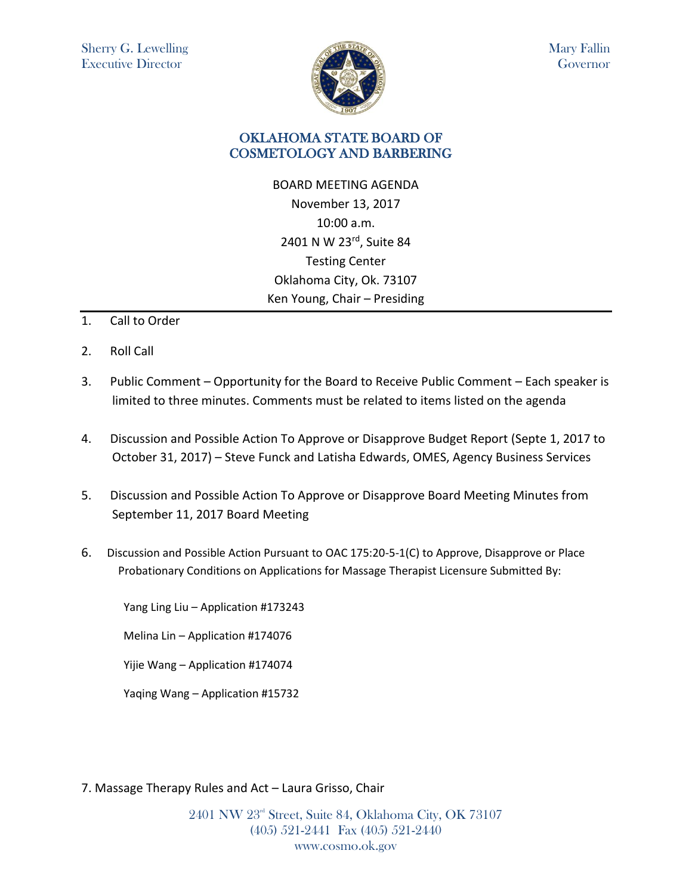Sherry G. Lewelling
Executive Director

Mary Fallin
Governor

# OKLAHOMA STATE BOARD OF COSMETOLOGY AND BARBERING

BOARD MEETING AGENDA
November 13, 2017
10:00 a.m.
2401 N W 23rd, Suite 84
Testing Center
Oklahoma City, Ok. 73107
Ken Young, Chair – Presiding

---

1. Call to Order

2. Roll Call

3. Public Comment – Opportunity for the Board to Receive Public Comment – Each speaker is limited to three minutes. Comments must be related to items listed on the agenda

4. Discussion and Possible Action To Approve or Disapprove Budget Report (Septe 1, 2017 to October 31, 2017) – Steve Funck and Latisha Edwards, OMES, Agency Business Services

5. Discussion and Possible Action To Approve or Disapprove Board Meeting Minutes from September 11, 2017 Board Meeting

6. Discussion and Possible Action Pursuant to OAC 175:20-5-1(C) to Approve, Disapprove or Place Probationary Conditions on Applications for Massage Therapist Licensure Submitted By:

   Yang Ling Liu – Application #173243

   Melina Lin – Application #174076

   Yijie Wang – Application #174074

   Yaqing Wang – Application #15732

7. Massage Therapy Rules and Act – Laura Grisso, Chair

2401 NW 23rd Street, Suite 84, Oklahoma City, OK 73107
(405) 521-2441 Fax (405) 521-2440
www.cosmo.ok.gov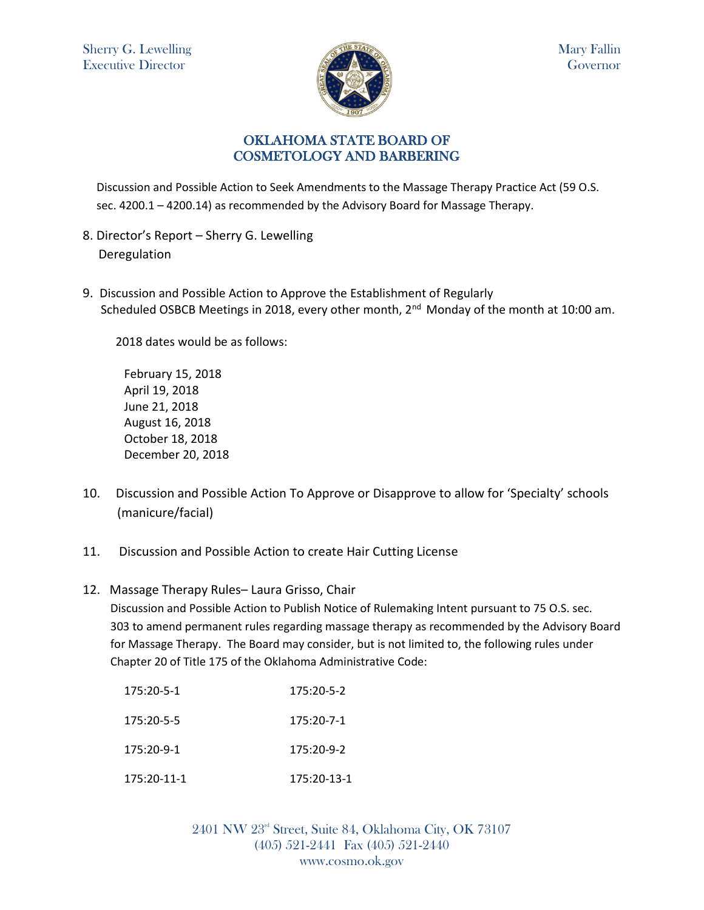Sherry G. Lewelling
Executive Director

Mary Fallin
Governor

## OKLAHOMA STATE BOARD OF COSMETOLOGY AND BARBERING

Discussion and Possible Action to Seek Amendments to the Massage Therapy Practice Act (59 O.S. sec. 4200.1 – 4200.14) as recommended by the Advisory Board for Massage Therapy.

8. Director's Report – Sherry G. Lewelling
   Deregulation

9. Discussion and Possible Action to Approve the Establishment of Regularly Scheduled OSBCB Meetings in 2018, every other month, 2nd Monday of the month at 10:00 am.

   2018 dates would be as follows:

   February 15, 2018
   April 19, 2018
   June 21, 2018
   August 16, 2018
   October 18, 2018
   December 20, 2018

10. Discussion and Possible Action To Approve or Disapprove to allow for 'Specialty' schools (manicure/facial)

11. Discussion and Possible Action to create Hair Cutting License

12. Massage Therapy Rules– Laura Grisso, Chair
    Discussion and Possible Action to Publish Notice of Rulemaking Intent pursuant to 75 O.S. sec. 303 to amend permanent rules regarding massage therapy as recommended by the Advisory Board for Massage Therapy. The Board may consider, but is not limited to, the following rules under Chapter 20 of Title 175 of the Oklahoma Administrative Code:

| | |
|---|---|
| 175:20-5-1 | 175:20-5-2 |
| 175:20-5-5 | 175:20-7-1 |
| 175:20-9-1 | 175:20-9-2 |
| 175:20-11-1 | 175:20-13-1 |

2401 NW 23rd Street, Suite 84, Oklahoma City, OK 73107
(405) 521-2441 Fax (405) 521-2440
www.cosmo.ok.gov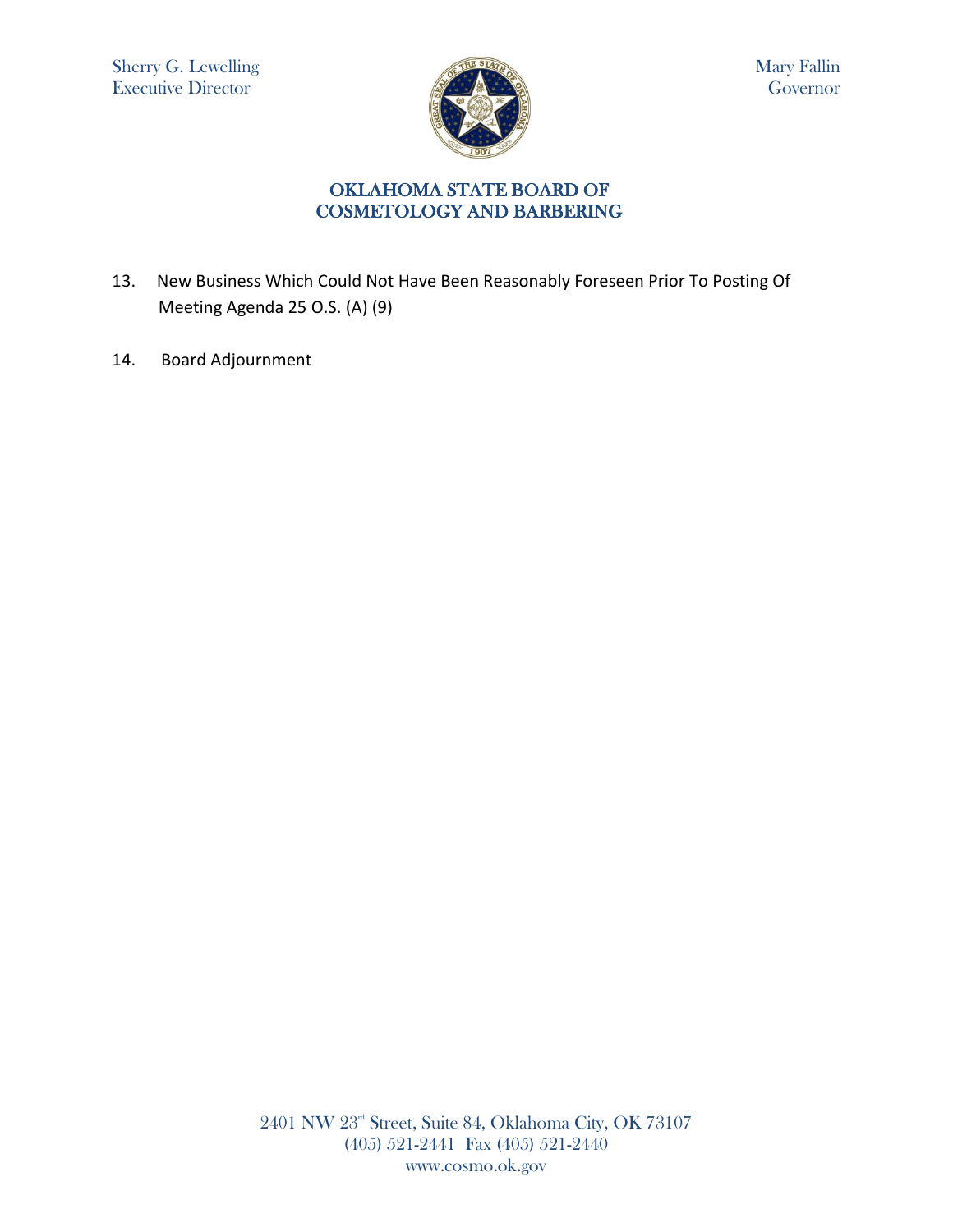Sherry G. Lewelling
Executive Director

Mary Fallin
Governor

# OKLAHOMA STATE BOARD OF COSMETOLOGY AND BARBERING

13. New Business Which Could Not Have Been Reasonably Foreseen Prior To Posting Of Meeting Agenda 25 O.S. (A) (9)

14. Board Adjournment

2401 NW 23rd Street, Suite 84, Oklahoma City, OK 73107
(405) 521-2441 Fax (405) 521-2440
www.cosmo.ok.gov